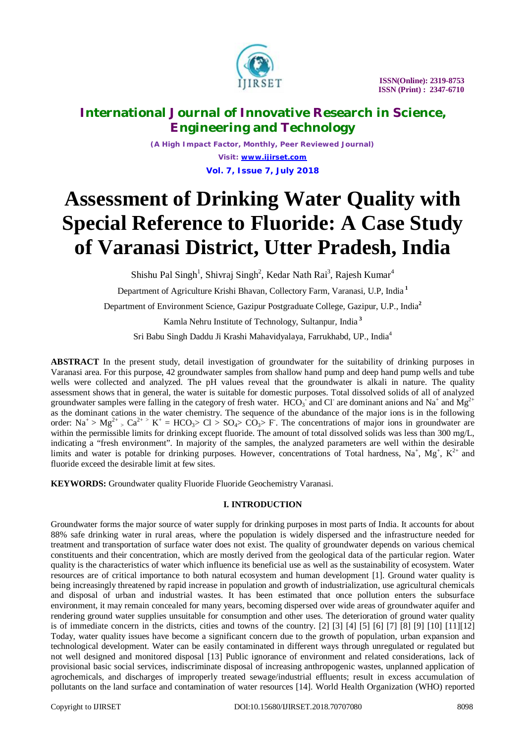# Assessment of Drinking Water Quality with Special Reference to Fluoride: A Case Study of Varanasi District, Utter Pradesh, India

Shishu Pal Singh[1], Shivraj Singh[2], Kedar Nath Rai[3], Rajesh Kumar[4]

Department of Agriculture Krishi Bhavan, Collectory Farm, Varanasi, U.P, India [1]

Department of Environment Science, Gazipur Postgraduate College, Gazipur, U.P., India[2]

Kamla Nehru Institute of Technology, Sultanpur, India [3]

Sri Babu Singh Daddu Ji Krashi Mahavidyalaya, Farrukhabd, UP., India[4]

**ABSTRACT** In the present study, detail investigation of groundwater for the suitability of drinking purposes in Varanasi area. For this purpose, 42 groundwater samples from shallow hand pump and deep hand pump wells and tube wells were collected and analyzed. The pH values reveal that the groundwater is alkali in nature. The quality assessment shows that in general, the water is suitable for domestic purposes. Total dissolved solids of all of analyzed groundwater samples were falling in the category of fresh water. $HCO_3^-$ and $Cl^-$ are dominant anions and $Na^+$ and $Mg^{2+}$ as the dominant cations in the water chemistry. The sequence of the abundance of the major ions is in the following order: $Na^+ > Mg^{2+} > Ca^{2+} > K^+ = HCO_3 > Cl > SO_4 > CO_3 > F^-$. The concentrations of major ions in groundwater are within the permissible limits for drinking except fluoride. The amount of total dissolved solids was less than 300 mg/L, indicating a "fresh environment". In majority of the samples, the analyzed parameters are well within the desirable limits and water is potable for drinking purposes. However, concentrations of Total hardness, $Na^+$, $Mg^+$, $K^{2+}$ and fluoride exceed the desirable limit at few sites.

**KEYWORDS:** Groundwater quality Fluoride Fluoride Geochemistry Varanasi.

## I. INTRODUCTION

Groundwater forms the major source of water supply for drinking purposes in most parts of India. It accounts for about 88% safe drinking water in rural areas, where the population is widely dispersed and the infrastructure needed for treatment and transportation of surface water does not exist. The quality of groundwater depends on various chemical constituents and their concentration, which are mostly derived from the geological data of the particular region. Water quality is the characteristics of water which influence its beneficial use as well as the sustainability of ecosystem. Water resources are of critical importance to both natural ecosystem and human development [1]. Ground water quality is being increasingly threatened by rapid increase in population and growth of industrialization, use agricultural chemicals and disposal of urban and industrial wastes. It has been estimated that once pollution enters the subsurface environment, it may remain concealed for many years, becoming dispersed over wide areas of groundwater aquifer and rendering ground water supplies unsuitable for consumption and other uses. The deterioration of ground water quality is of immediate concern in the districts, cities and towns of the country. [2] [3] [4] [5] [6] [7] [8] [9] [10] [11][12] Today, water quality issues have become a significant concern due to the growth of population, urban expansion and technological development. Water can be easily contaminated in different ways through unregulated or regulated but not well designed and monitored disposal [13] Public ignorance of environment and related considerations, lack of provisional basic social services, indiscriminate disposal of increasing anthropogenic wastes, unplanned application of agrochemicals, and discharges of improperly treated sewage/industrial effluents; result in excess accumulation of pollutants on the land surface and contamination of water resources [14]. World Health Organization (WHO) reported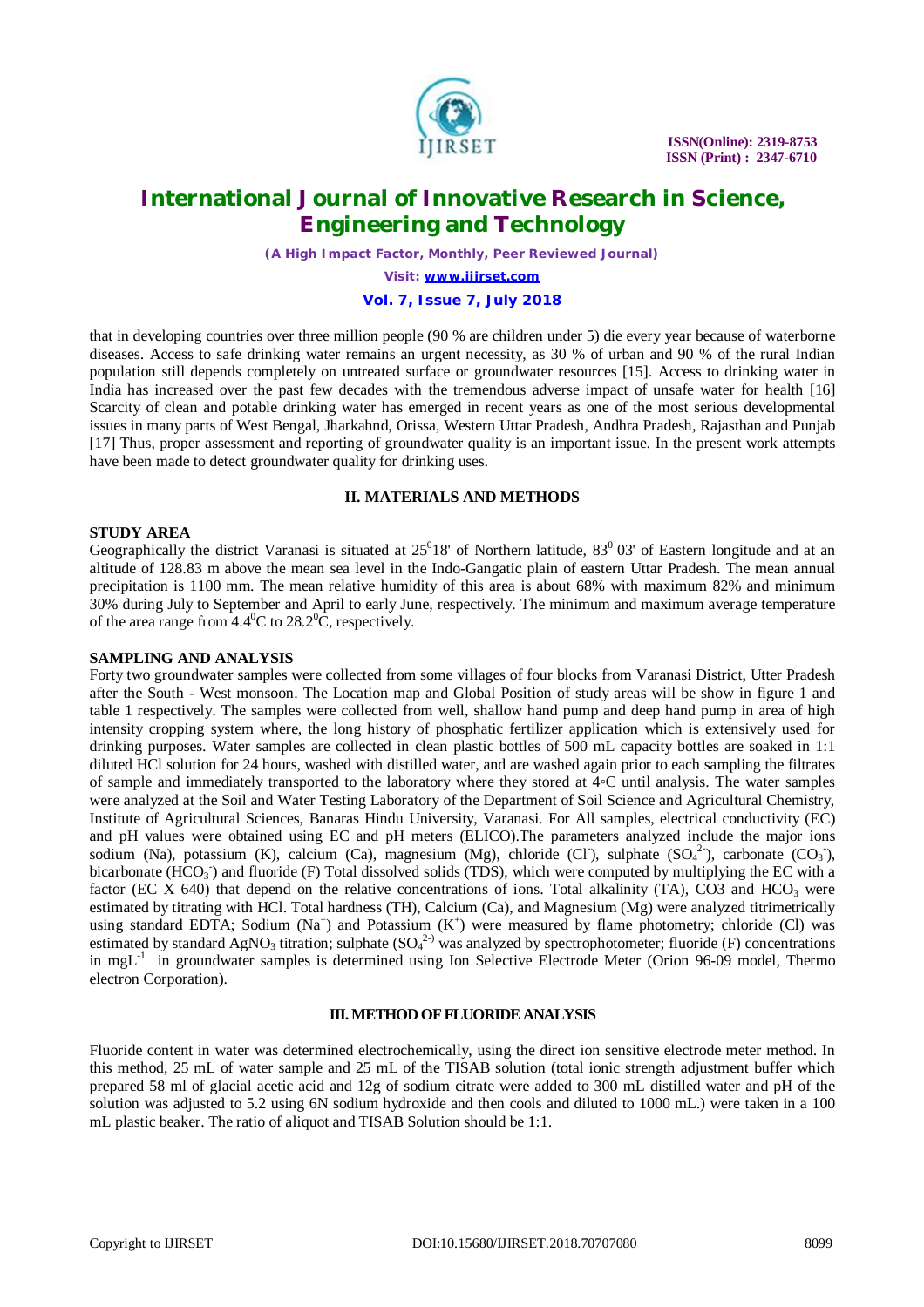that in developing countries over three million people (90 % are children under 5) die every year because of waterborne diseases. Access to safe drinking water remains an urgent necessity, as 30 % of urban and 90 % of the rural Indian population still depends completely on untreated surface or groundwater resources [15]. Access to drinking water in India has increased over the past few decades with the tremendous adverse impact of unsafe water for health [16] Scarcity of clean and potable drinking water has emerged in recent years as one of the most serious developmental issues in many parts of West Bengal, Jharkahnd, Orissa, Western Uttar Pradesh, Andhra Pradesh, Rajasthan and Punjab [17] Thus, proper assessment and reporting of groundwater quality is an important issue. In the present work attempts have been made to detect groundwater quality for drinking uses.

## II. MATERIALS AND METHODS

### STUDY AREA

Geographically the district Varanasi is situated at $25^0 18'$ of Northern latitude, $83^0$ 03' of Eastern longitude and at an altitude of 128.83 m above the mean sea level in the Indo-Gangatic plain of eastern Uttar Pradesh. The mean annual precipitation is 1100 mm. The mean relative humidity of this area is about 68% with maximum 82% and minimum 30% during July to September and April to early June, respectively. The minimum and maximum average temperature of the area range from $4.4^0$C to $28.2^0$C, respectively.

### SAMPLING AND ANALYSIS

Forty two groundwater samples were collected from some villages of four blocks from Varanasi District, Utter Pradesh after the South - West monsoon. The Location map and Global Position of study areas will be show in figure 1 and table 1 respectively. The samples were collected from well, shallow hand pump and deep hand pump in area of high intensity cropping system where, the long history of phosphatic fertilizer application which is extensively used for drinking purposes. Water samples are collected in clean plastic bottles of 500 mL capacity bottles are soaked in 1:1 diluted HCl solution for 24 hours, washed with distilled water, and are washed again prior to each sampling the filtrates of sample and immediately transported to the laboratory where they stored at 4◦C until analysis. The water samples were analyzed at the Soil and Water Testing Laboratory of the Department of Soil Science and Agricultural Chemistry, Institute of Agricultural Sciences, Banaras Hindu University, Varanasi. For All samples, electrical conductivity (EC) and pH values were obtained using EC and pH meters (ELICO).The parameters analyzed include the major ions sodium (Na), potassium (K), calcium (Ca), magnesium (Mg), chloride ($Cl^-$), sulphate ($SO_4^{2-}$), carbonate ($CO_3^-$), bicarbonate ($HCO_3^-$) and fluoride (F) Total dissolved solids (TDS), which were computed by multiplying the EC with a factor (EC X 640) that depend on the relative concentrations of ions. Total alkalinity (TA), CO3 and $HCO_3$ were estimated by titrating with HCl. Total hardness (TH), Calcium (Ca), and Magnesium (Mg) were analyzed titrimetrically using standard EDTA; Sodium ($Na^+$) and Potassium ($K^+$) were measured by flame photometry; chloride (Cl) was estimated by standard $AgNO_3$ titration; sulphate ($SO_4^{2-)}$ was analyzed by spectrophotometer; fluoride (F) concentrations in $mgL^{-1}$ in groundwater samples is determined using Ion Selective Electrode Meter (Orion 96-09 model, Thermo electron Corporation).

## III. METHOD OF FLUORIDE ANALYSIS

Fluoride content in water was determined electrochemically, using the direct ion sensitive electrode meter method. In this method, 25 mL of water sample and 25 mL of the TISAB solution (total ionic strength adjustment buffer which prepared 58 ml of glacial acetic acid and 12g of sodium citrate were added to 300 mL distilled water and pH of the solution was adjusted to 5.2 using 6N sodium hydroxide and then cools and diluted to 1000 mL.) were taken in a 100 mL plastic beaker. The ratio of aliquot and TISAB Solution should be 1:1.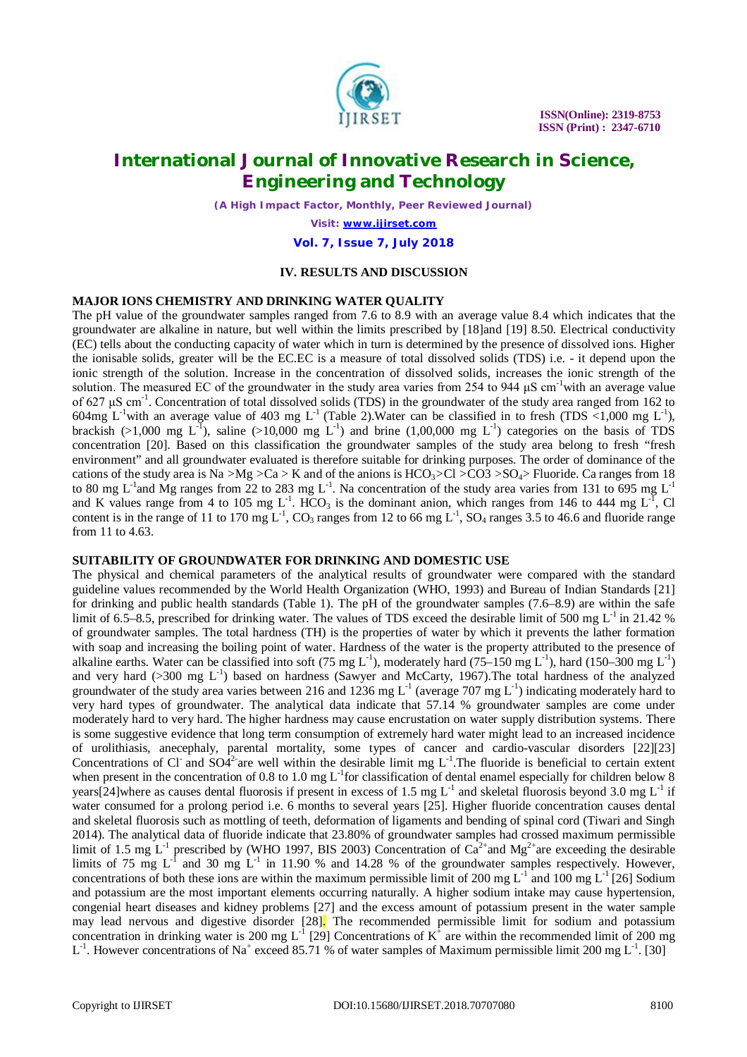## IV. RESULTS AND DISCUSSION

### MAJOR IONS CHEMISTRY AND DRINKING WATER QUALITY

The pH value of the groundwater samples ranged from 7.6 to 8.9 with an average value 8.4 which indicates that the groundwater are alkaline in nature, but well within the limits prescribed by [18]and [19] 8.50. Electrical conductivity (EC) tells about the conducting capacity of water which in turn is determined by the presence of dissolved ions. Higher the ionisable solids, greater will be the EC.EC is a measure of total dissolved solids (TDS) i.e. - it depend upon the ionic strength of the solution. Increase in the concentration of dissolved solids, increases the ionic strength of the solution. The measured EC of the groundwater in the study area varies from 254 to 944 µS $cm^{-1}$with an average value of 627 µS $cm^{-1}$. Concentration of total dissolved solids (TDS) in the groundwater of the study area ranged from 162 to 604mg $L^{-1}$with an average value of 403 mg $L^{-1}$ (Table 2).Water can be classified in to fresh (TDS <1,000 mg $L^{-1}$), brackish (>1,000 mg $L^{-1}$), saline (>10,000 mg $L^{-1}$) and brine (1,00,000 mg $L^{-1}$) categories on the basis of TDS concentration [20]. Based on this classification the groundwater samples of the study area belong to fresh "fresh environment" and all groundwater evaluated is therefore suitable for drinking purposes. The order of dominance of the cations of the study area is Na >Mg >Ca > K and of the anions is $HCO_3$>Cl >CO3 >$SO_4$> Fluoride. Ca ranges from 18 to 80 mg $L^{-1}$and Mg ranges from 22 to 283 mg $L^{-1}$. Na concentration of the study area varies from 131 to 695 mg $L^{-1}$ and K values range from 4 to 105 mg $L^{-1}$. $HCO_3$ is the dominant anion, which ranges from 146 to 444 mg $L^{-1}$, Cl content is in the range of 11 to 170 mg $L^{-1}$, $CO_3$ ranges from 12 to 66 mg $L^{-1}$, $SO_4$ ranges 3.5 to 46.6 and fluoride range from 11 to 4.63.

### SUITABILITY OF GROUNDWATER FOR DRINKING AND DOMESTIC USE

The physical and chemical parameters of the analytical results of groundwater were compared with the standard guideline values recommended by the World Health Organization (WHO, 1993) and Bureau of Indian Standards [21] for drinking and public health standards (Table 1). The pH of the groundwater samples (7.6–8.9) are within the safe limit of 6.5–8.5, prescribed for drinking water. The values of TDS exceed the desirable limit of 500 mg $L^{-1}$ in 21.42 % of groundwater samples. The total hardness (TH) is the properties of water by which it prevents the lather formation with soap and increasing the boiling point of water. Hardness of the water is the property attributed to the presence of alkaline earths. Water can be classified into soft (75 mg $L^{-1}$), moderately hard (75–150 mg $L^{-1}$), hard (150–300 mg $L^{-1}$) and very hard (>300 mg $L^{-1}$) based on hardness (Sawyer and McCarty, 1967).The total hardness of the analyzed groundwater of the study area varies between 216 and 1236 mg $L^{-1}$ (average 707 mg $L^{-1}$) indicating moderately hard to very hard types of groundwater. The analytical data indicate that 57.14 % groundwater samples are come under moderately hard to very hard. The higher hardness may cause encrustation on water supply distribution systems. There is some suggestive evidence that long term consumption of extremely hard water might lead to an increased incidence of urolithiasis, anecephaly, parental mortality, some types of cancer and cardio-vascular disorders [22][23] Concentrations of $Cl^-$ and $SO4^{2-}$are well within the desirable limit mg $L^{-1}$.The fluoride is beneficial to certain extent when present in the concentration of 0.8 to 1.0 mg $L^{-1}$for classification of dental enamel especially for children below 8 years[24]where as causes dental fluorosis if present in excess of 1.5 mg $L^{-1}$ and skeletal fluorosis beyond 3.0 mg $L^{-1}$ if water consumed for a prolong period i.e. 6 months to several years [25]. Higher fluoride concentration causes dental and skeletal fluorosis such as mottling of teeth, deformation of ligaments and bending of spinal cord (Tiwari and Singh 2014). The analytical data of fluoride indicate that 23.80% of groundwater samples had crossed maximum permissible limit of 1.5 mg $L^{-1}$ prescribed by (WHO 1997, BIS 2003) Concentration of $Ca^{2+}$and $Mg^{2+}$are exceeding the desirable limits of 75 mg $L^{-1}$ and 30 mg $L^{-1}$ in 11.90 % and 14.28 % of the groundwater samples respectively. However, concentrations of both these ions are within the maximum permissible limit of 200 mg $L^{-1}$ and 100 mg $L^{-1}$ [26] Sodium and potassium are the most important elements occurring naturally. A higher sodium intake may cause hypertension, congenial heart diseases and kidney problems [27] and the excess amount of potassium present in the water sample may lead nervous and digestive disorder [28]. The recommended permissible limit for sodium and potassium concentration in drinking water is 200 mg $L^{-1}$ [29] Concentrations of $K^+$ are within the recommended limit of 200 mg $L^{-1}$. However concentrations of $Na^+$ exceed 85.71 % of water samples of Maximum permissible limit 200 mg $L^{-1}$. [30]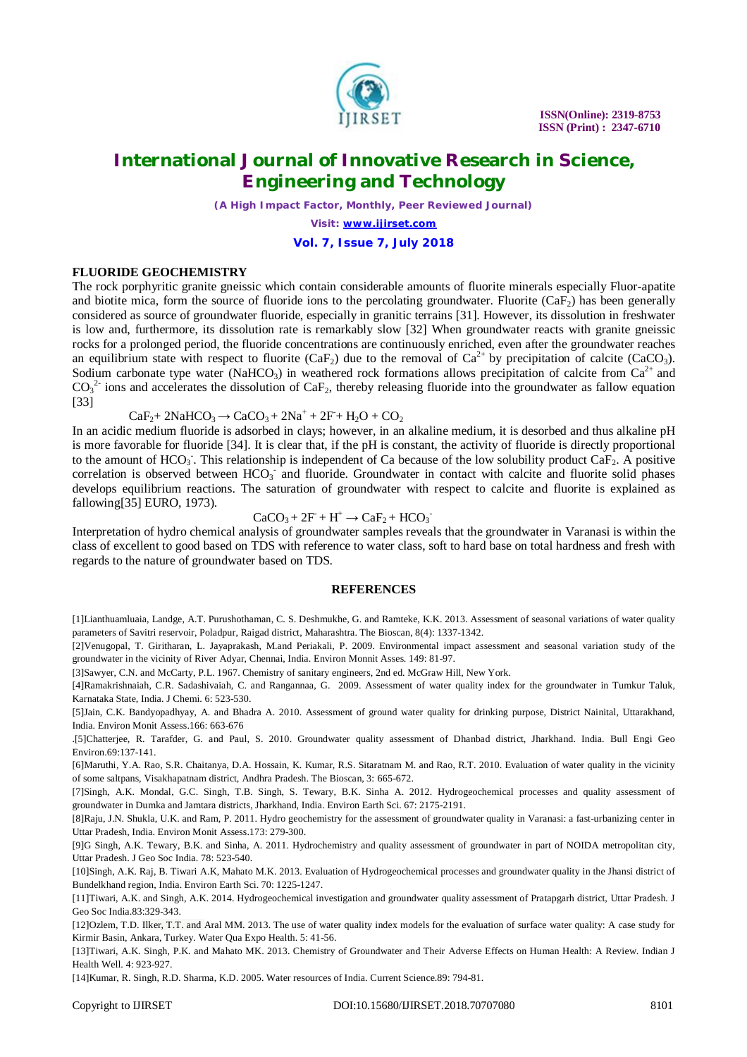## FLUORIDE GEOCHEMISTRY

The rock porphyritic granite gneissic which contain considerable amounts of fluorite minerals especially Fluor-apatite and biotite mica, form the source of fluoride ions to the percolating groundwater. Fluorite ($CaF_2$) has been generally considered as source of groundwater fluoride, especially in granitic terrains [31]. However, its dissolution in freshwater is low and, furthermore, its dissolution rate is remarkably slow [32] When groundwater reacts with granite gneissic rocks for a prolonged period, the fluoride concentrations are continuously enriched, even after the groundwater reaches an equilibrium state with respect to fluorite ($CaF_2$) due to the removal of $Ca^{2+}$ by precipitation of calcite ($CaCO_3$). Sodium carbonate type water ($NaHCO_3$) in weathered rock formations allows precipitation of calcite from $Ca^{2+}$ and $CO_3^{2-}$ ions and accelerates the dissolution of $CaF_2$, thereby releasing fluoride into the groundwater as fallow equation [33]

$$CaF_2 + 2NaHCO_3 \rightarrow CaCO_3 + 2Na^+ + 2F^- + H_2O + CO_2$$

In an acidic medium fluoride is adsorbed in clays; however, in an alkaline medium, it is desorbed and thus alkaline pH is more favorable for fluoride [34]. It is clear that, if the pH is constant, the activity of fluoride is directly proportional to the amount of $HCO_3^-$. This relationship is independent of Ca because of the low solubility product $CaF_2$. A positive correlation is observed between $HCO_3^-$ and fluoride. Groundwater in contact with calcite and fluorite solid phases develops equilibrium reactions. The saturation of groundwater with respect to calcite and fluorite is explained as fallowing[35] EURO, 1973).

$$CaCO_3 + 2F^- + H^+ \rightarrow CaF_2 + HCO_3^-$$

Interpretation of hydro chemical analysis of groundwater samples reveals that the groundwater in Varanasi is within the class of excellent to good based on TDS with reference to water class, soft to hard base on total hardness and fresh with regards to the nature of groundwater based on TDS.

## REFERENCES

[1]Lianthuamluaia, Landge, A.T. Purushothaman, C. S. Deshmukhe, G. and Ramteke, K.K. 2013. Assessment of seasonal variations of water quality parameters of Savitri reservoir, Poladpur, Raigad district, Maharashtra. The Bioscan, 8(4): 1337-1342.

[2]Venugopal, T. Giritharan, L. Jayaprakash, M.and Periakali, P. 2009. Environmental impact assessment and seasonal variation study of the groundwater in the vicinity of River Adyar, Chennai, India. Environ Monnit Asses. 149: 81-97.

[3]Sawyer, C.N. and McCarty, P.L. 1967. Chemistry of sanitary engineers, 2nd ed. McGraw Hill, New York.

[4]Ramakrishnaiah, C.R. Sadashivaiah, C. and Rangannaa, G. 2009. Assessment of water quality index for the groundwater in Tumkur Taluk, Karnataka State, India. J Chemi. 6: 523-530.

[5]Jain, C.K. Bandyopadhyay, A. and Bhadra A. 2010. Assessment of ground water quality for drinking purpose, District Nainital, Uttarakhand, India. Environ Monit Assess.166: 663-676

.[5]Chatterjee, R. Tarafder, G. and Paul, S. 2010. Groundwater quality assessment of Dhanbad district, Jharkhand. India. Bull Engi Geo Environ.69:137-141.

[6]Maruthi, Y.A. Rao, S.R. Chaitanya, D.A. Hossain, K. Kumar, R.S. Sitaratnam M. and Rao, R.T. 2010. Evaluation of water quality in the vicinity of some saltpans, Visakhapatnam district, Andhra Pradesh. The Bioscan, 3: 665-672.

[7]Singh, A.K. Mondal, G.C. Singh, T.B. Singh, S. Tewary, B.K. Sinha A. 2012. Hydrogeochemical processes and quality assessment of groundwater in Dumka and Jamtara districts, Jharkhand, India. Environ Earth Sci. 67: 2175-2191.

[8]Raju, J.N. Shukla, U.K. and Ram, P. 2011. Hydro geochemistry for the assessment of groundwater quality in Varanasi: a fast-urbanizing center in Uttar Pradesh, India. Environ Monit Assess.173: 279-300.

[9]G Singh, A.K. Tewary, B.K. and Sinha, A. 2011. Hydrochemistry and quality assessment of groundwater in part of NOIDA metropolitan city, Uttar Pradesh. J Geo Soc India. 78: 523-540.

[10]Singh, A.K. Raj, B. Tiwari A.K, Mahato M.K. 2013. Evaluation of Hydrogeochemical processes and groundwater quality in the Jhansi district of Bundelkhand region, India. Environ Earth Sci. 70: 1225-1247.

[11]Tiwari, A.K. and Singh, A.K. 2014. Hydrogeochemical investigation and groundwater quality assessment of Pratapgarh district, Uttar Pradesh. J Geo Soc India.83:329-343.

[12]Ozlem, T.D. Ilker, T.T. and Aral MM. 2013. The use of water quality index models for the evaluation of surface water quality: A case study for Kirmir Basin, Ankara, Turkey. Water Qua Expo Health. 5: 41-56.

[13]Tiwari, A.K. Singh, P.K. and Mahato MK. 2013. Chemistry of Groundwater and Their Adverse Effects on Human Health: A Review. Indian J Health Well. 4: 923-927.

[14]Kumar, R. Singh, R.D. Sharma, K.D. 2005. Water resources of India. Current Science.89: 794-81.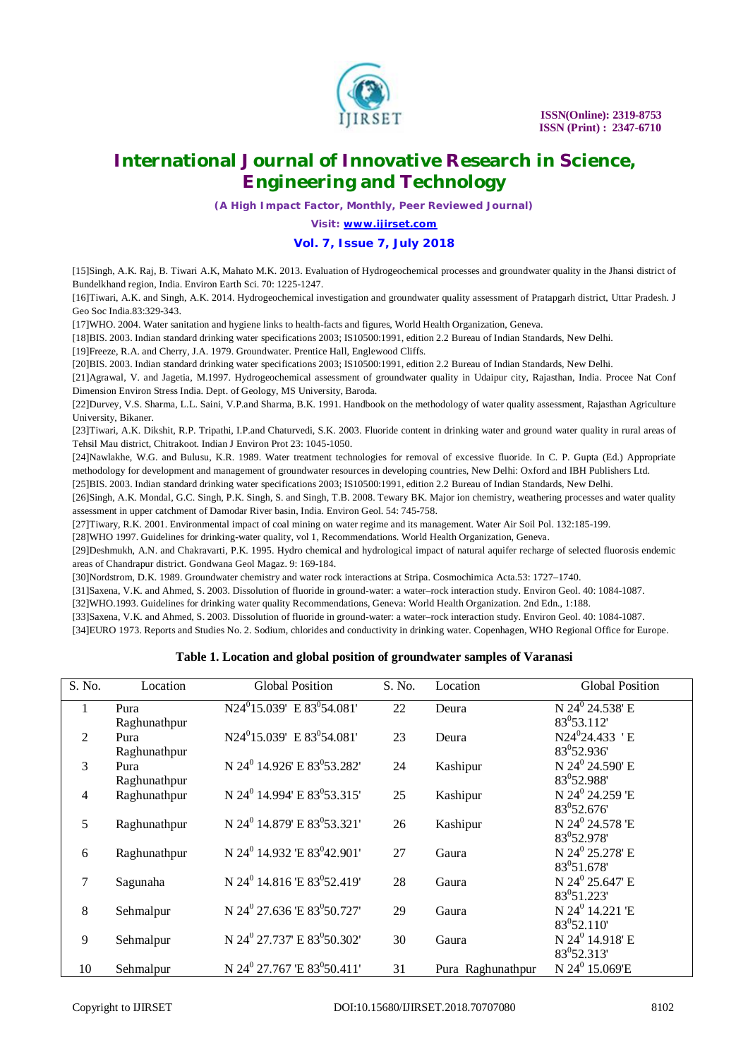[15]Singh, A.K. Raj, B. Tiwari A.K, Mahato M.K. 2013. Evaluation of Hydrogeochemical processes and groundwater quality in the Jhansi district of Bundelkhand region, India. Environ Earth Sci. 70: 1225-1247.

[16]Tiwari, A.K. and Singh, A.K. 2014. Hydrogeochemical investigation and groundwater quality assessment of Pratapgarh district, Uttar Pradesh. J Geo Soc India.83:329-343.

[17]WHO. 2004. Water sanitation and hygiene links to health-facts and figures, World Health Organization, Geneva.

[18]BIS. 2003. Indian standard drinking water specifications 2003; IS10500:1991, edition 2.2 Bureau of Indian Standards, New Delhi.

[19]Freeze, R.A. and Cherry, J.A. 1979. Groundwater. Prentice Hall, Englewood Cliffs.

[20]BIS. 2003. Indian standard drinking water specifications 2003; IS10500:1991, edition 2.2 Bureau of Indian Standards, New Delhi.

[21]Agrawal, V. and Jagetia, M.1997. Hydrogeochemical assessment of groundwater quality in Udaipur city, Rajasthan, India. Procee Nat Conf Dimension Environ Stress India. Dept. of Geology, MS University, Baroda.

[22]Durvey, V.S. Sharma, L.L. Saini, V.P.and Sharma, B.K. 1991. Handbook on the methodology of water quality assessment, Rajasthan Agriculture University, Bikaner.

[23]Tiwari, A.K. Dikshit, R.P. Tripathi, I.P.and Chaturvedi, S.K. 2003. Fluoride content in drinking water and ground water quality in rural areas of Tehsil Mau district, Chitrakoot. Indian J Environ Prot 23: 1045-1050.

[24]Nawlakhe, W.G. and Bulusu, K.R. 1989. Water treatment technologies for removal of excessive fluoride. In C. P. Gupta (Ed.) Appropriate methodology for development and management of groundwater resources in developing countries, New Delhi: Oxford and IBH Publishers Ltd.

[25]BIS. 2003. Indian standard drinking water specifications 2003; IS10500:1991, edition 2.2 Bureau of Indian Standards, New Delhi.

[26]Singh, A.K. Mondal, G.C. Singh, P.K. Singh, S. and Singh, T.B. 2008. Tewary BK. Major ion chemistry, weathering processes and water quality assessment in upper catchment of Damodar River basin, India. Environ Geol. 54: 745-758.

[27]Tiwary, R.K. 2001. Environmental impact of coal mining on water regime and its management. Water Air Soil Pol. 132:185-199.

[28]WHO 1997. Guidelines for drinking-water quality, vol 1, Recommendations. World Health Organization, Geneva.

[29]Deshmukh, A.N. and Chakravarti, P.K. 1995. Hydro chemical and hydrological impact of natural aquifer recharge of selected fluorosis endemic areas of Chandrapur district. Gondwana Geol Magaz. 9: 169-184.

[30]Nordstrom, D.K. 1989. Groundwater chemistry and water rock interactions at Stripa. Cosmochimica Acta.53: 1727–1740.

[31]Saxena, V.K. and Ahmed, S. 2003. Dissolution of fluoride in ground-water: a water–rock interaction study. Environ Geol. 40: 1084-1087.

[32]WHO.1993. Guidelines for drinking water quality Recommendations, Geneva: World Health Organization. 2nd Edn., 1:188.

[33]Saxena, V.K. and Ahmed, S. 2003. Dissolution of fluoride in ground-water: a water–rock interaction study. Environ Geol. 40: 1084-1087.

[34]EURO 1973. Reports and Studies No. 2. Sodium, chlorides and conductivity in drinking water. Copenhagen, WHO Regional Office for Europe.

**Table 1. Location and global position of groundwater samples of Varanasi**

| S. No. | Location | Global Position | S. No. | Location | Global Position |
|---|---|---|---|---|---|
| 1 | Pura Raghunathpur | N24$^0$15.039' E 83$^0$54.081' | 22 | Deura | N 24$^0$ 24.538' E 83$^0$53.112' |
| 2 | Pura Raghunathpur | N24$^0$15.039' E 83$^0$54.081' | 23 | Deura | N24$^0$24.433 ' E 83$^0$52.936' |
| 3 | Pura Raghunathpur | N 24$^0$ 14.926' E 83$^0$53.282' | 24 | Kashipur | N 24$^0$ 24.590' E 83$^0$52.988' |
| 4 | Raghunathpur | N 24$^0$ 14.994' E 83$^0$53.315' | 25 | Kashipur | N 24$^0$ 24.259 'E 83$^0$52.676' |
| 5 | Raghunathpur | N 24$^0$ 14.879' E 83$^0$53.321' | 26 | Kashipur | N 24$^0$ 24.578 'E 83$^0$52.978' |
| 6 | Raghunathpur | N 24$^0$ 14.932 'E 83$^0$42.901' | 27 | Gaura | N 24$^0$ 25.278' E 83$^0$51.678' |
| 7 | Sagunaha | N 24$^0$ 14.816 'E 83$^0$52.419' | 28 | Gaura | N 24$^0$ 25.647' E 83$^0$51.223' |
| 8 | Sehmalpur | N 24$^0$ 27.636 'E 83$^0$50.727' | 29 | Gaura | N 24$^0$ 14.221 'E 83$^0$52.110' |
| 9 | Sehmalpur | N 24$^0$ 27.737' E 83$^0$50.302' | 30 | Gaura | N 24$^0$ 14.918' E 83$^0$52.313' |
| 10 | Sehmalpur | N 24$^0$ 27.767 'E 83$^0$50.411' | 31 | Pura Raghunathpur | N 24$^0$ 15.069'E |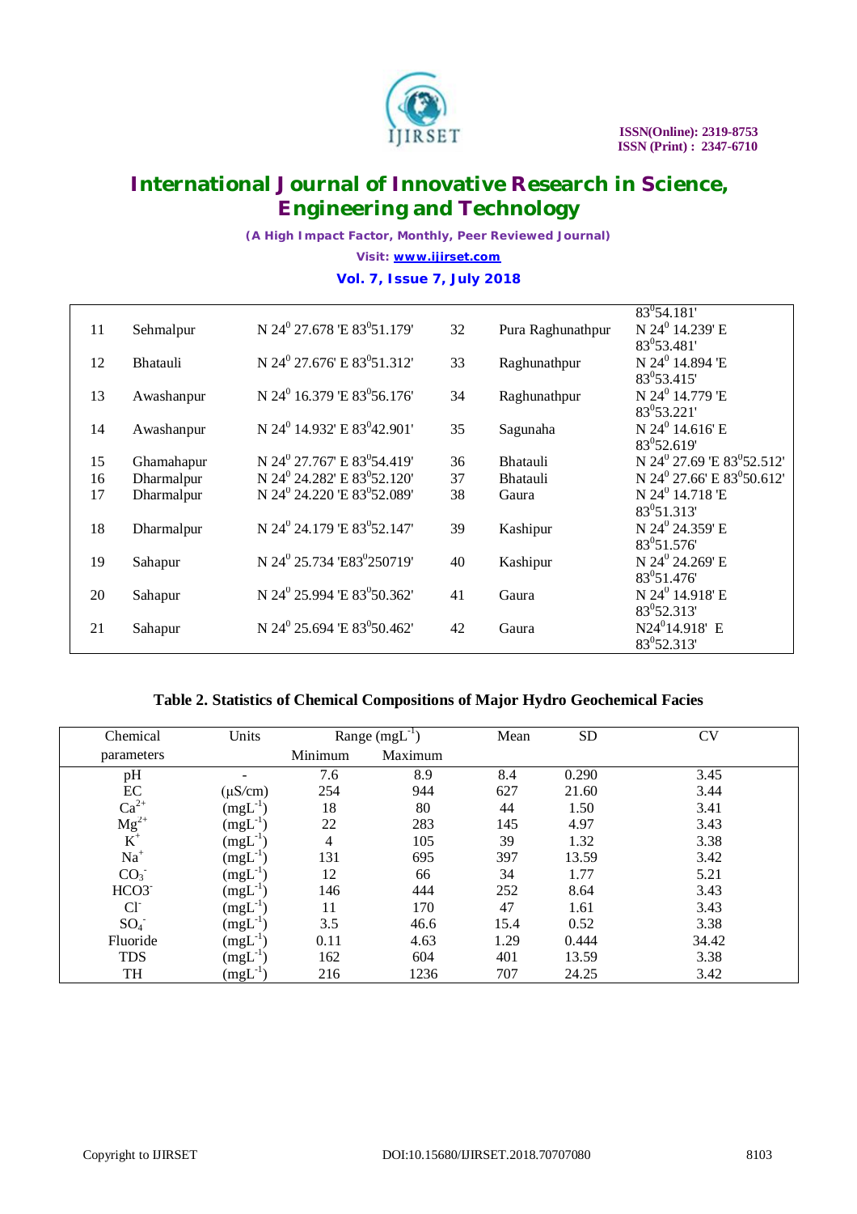| | | | | | |
|---|---|---|---|---|---|
| | | | | | $83^0$54.181' |
| 11 | Sehmalpur | N $24^0$ 27.678 'E $83^0$51.179' | 32 | Pura Raghunathpur | N $24^0$ 14.239' E $83^0$53.481' |
| 12 | Bhatauli | N $24^0$ 27.676' E $83^0$51.312' | 33 | Raghunathpur | N $24^0$ 14.894 'E $83^0$53.415' |
| 13 | Awashanpur | N $24^0$ 16.379 'E $83^0$56.176' | 34 | Raghunathpur | N $24^0$ 14.779 'E $83^0$53.221' |
| 14 | Awashanpur | N $24^0$ 14.932' E $83^0$42.901' | 35 | Sagunaha | N $24^0$ 14.616' E $83^0$52.619' |
| 15 | Ghamahapur | N $24^0$ 27.767' E $83^0$54.419' | 36 | Bhatauli | N $24^0$ 27.69 'E $83^0$52.512' |
| 16 | Dharmalpur | N $24^0$ 24.282' E $83^0$52.120' | 37 | Bhatauli | N $24^0$ 27.66' E $83^0$50.612' |
| 17 | Dharmalpur | N $24^0$ 24.220 'E $83^0$52.089' | 38 | Gaura | N $24^0$ 14.718 'E $83^0$51.313' |
| 18 | Dharmalpur | N $24^0$ 24.179 'E $83^0$52.147' | 39 | Kashipur | N $24^0$ 24.359' E $83^0$51.576' |
| 19 | Sahapur | N $24^0$ 25.734 'E$83^0$250719' | 40 | Kashipur | N $24^0$ 24.269' E $83^0$51.476' |
| 20 | Sahapur | N $24^0$ 25.994 'E $83^0$50.362' | 41 | Gaura | N $24^0$ 14.918' E $83^0$52.313' |
| 21 | Sahapur | N $24^0$ 25.694 'E $83^0$50.462' | 42 | Gaura | N$24^0$14.918' E $83^0$52.313' |

**Table 2. Statistics of Chemical Compositions of Major Hydro Geochemical Facies**

| Chemical parameters | Units | Range ($mgL^{-1}$) | | Mean | SD | CV |
|---|---|---|---|---|---|---|
| | | Minimum | Maximum | | | |
| pH | - | 7.6 | 8.9 | 8.4 | 0.290 | 3.45 |
| EC | (μS/cm) | 254 | 944 | 627 | 21.60 | 3.44 |
| $Ca^{2+}$ | ($mgL^{-1}$) | 18 | 80 | 44 | 1.50 | 3.41 |
| $Mg^{2+}$ | ($mgL^{-1}$) | 22 | 283 | 145 | 4.97 | 3.43 |
| $K^+$ | ($mgL^{-1}$) | 4 | 105 | 39 | 1.32 | 3.38 |
| $Na^+$ | ($mgL^{-1}$) | 131 | 695 | 397 | 13.59 | 3.42 |
| $CO_3^-$ | ($mgL^{-1}$) | 12 | 66 | 34 | 1.77 | 5.21 |
| $HCO3^-$ | ($mgL^{-1}$) | 146 | 444 | 252 | 8.64 | 3.43 |
| $Cl^-$ | ($mgL^{-1}$) | 11 | 170 | 47 | 1.61 | 3.43 |
| $SO_4^-$ | ($mgL^{-1}$) | 3.5 | 46.6 | 15.4 | 0.52 | 3.38 |
| Fluoride | ($mgL^{-1}$) | 0.11 | 4.63 | 1.29 | 0.444 | 34.42 |
| TDS | ($mgL^{-1}$) | 162 | 604 | 401 | 13.59 | 3.38 |
| TH | ($mgL^{-1}$) | 216 | 1236 | 707 | 24.25 | 3.42 |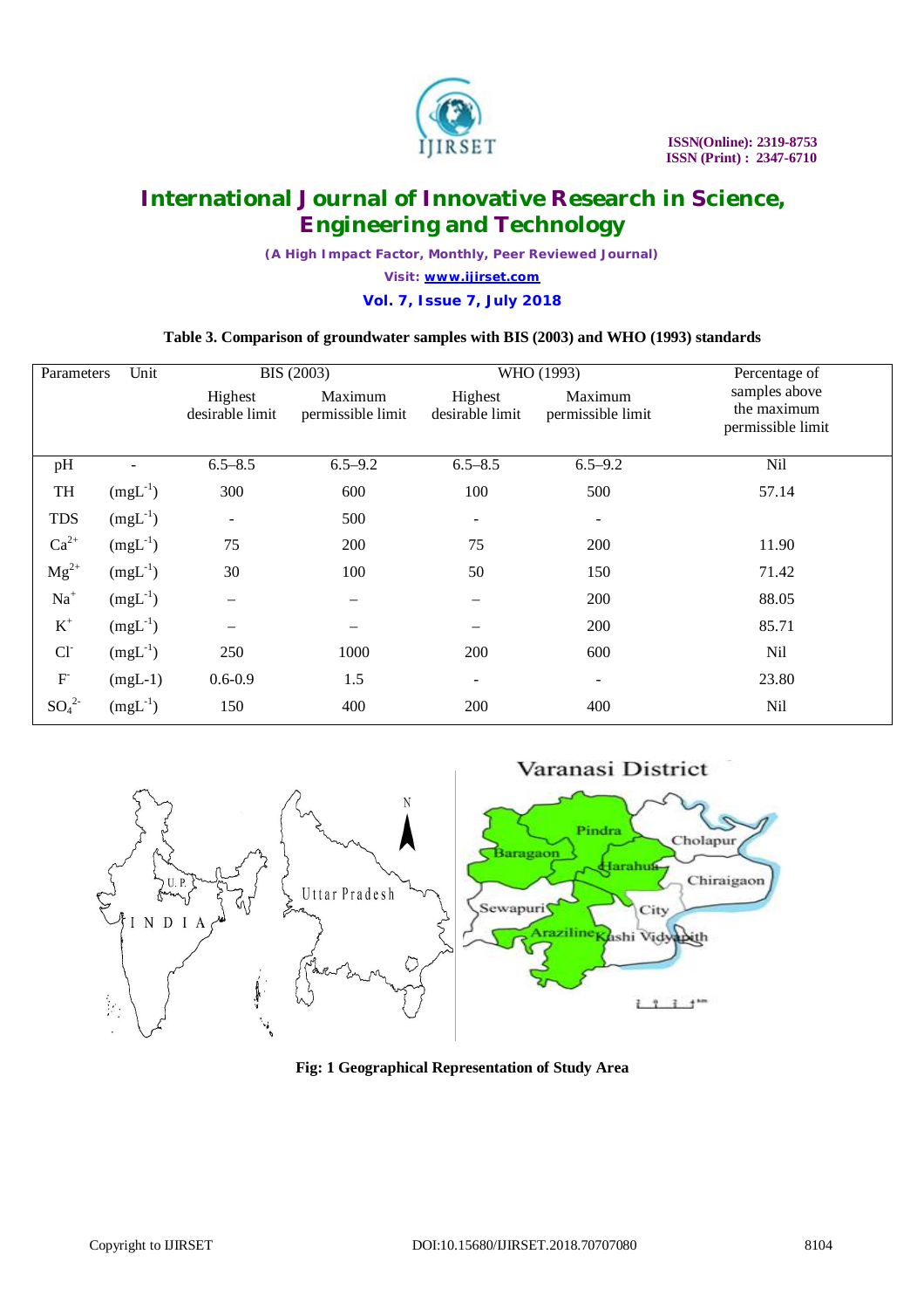**Table 3. Comparison of groundwater samples with BIS (2003) and WHO (1993) standards**

| Parameters | Unit | BIS (2003) | | WHO (1993) | | Percentage of samples above the maximum permissible limit |
|---|---|---|---|---|---|---|
| | | Highest desirable limit | Maximum permissible limit | Highest desirable limit | Maximum permissible limit | |
| pH | - | 6.5–8.5 | 6.5–9.2 | 6.5–8.5 | 6.5–9.2 | Nil |
| TH | ($mgL^{-1}$) | 300 | 600 | 100 | 500 | 57.14 |
| TDS | ($mgL^{-1}$) | - | 500 | - | - | |
| $Ca^{2+}$ | ($mgL^{-1}$) | 75 | 200 | 75 | 200 | 11.90 |
| $Mg^{2+}$ | ($mgL^{-1}$) | 30 | 100 | 50 | 150 | 71.42 |
| $Na^{+}$ | ($mgL^{-1}$) | – | – | – | 200 | 88.05 |
| $K^{+}$ | ($mgL^{-1}$) | – | – | – | 200 | 85.71 |
| $Cl^{-}$ | ($mgL^{-1}$) | 250 | 1000 | 200 | 600 | Nil |
| $F^{-}$ | (mgL-1) | 0.6-0.9 | 1.5 | - | - | 23.80 |
| $SO_4^{2-}$ | ($mgL^{-1}$) | 150 | 400 | 200 | 400 | Nil |

INDIA
U. P.
Uttar Pradesh
N
Varanasi District
Pindra
Cholapur
Baragaon
Harahua
Chiraigaon
Sewapuri
City
Araziline
Kashi Vidyapith

**Fig: 1 Geographical Representation of Study Area**